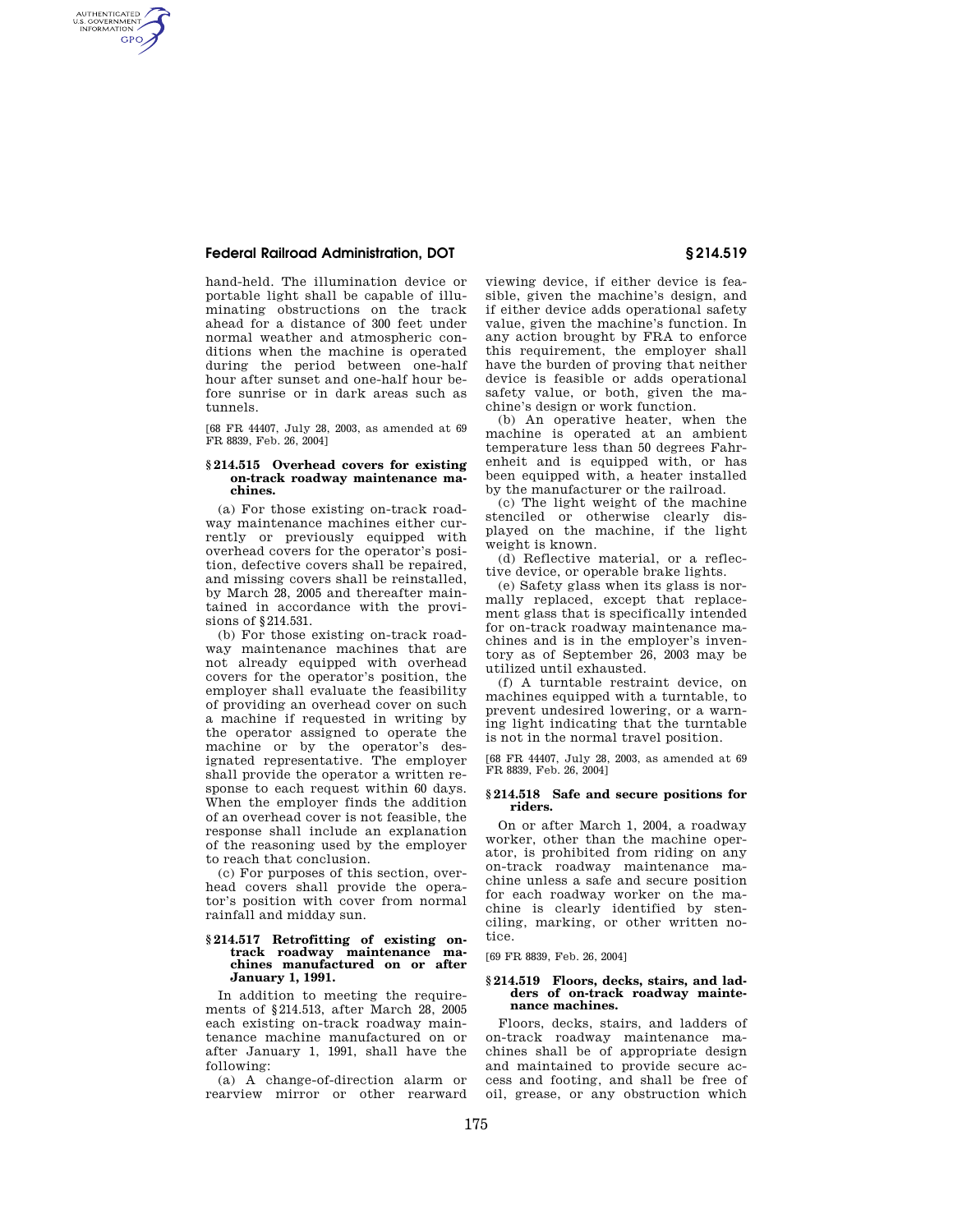hand-held. The illumination device or portable light shall be capable of illuminating obstructions on the track ahead for a distance of 300 feet under normal weather and atmospheric conditions when the machine is operated during the period between one-half hour after sunset and one-half hour before sunrise or in dark areas such as tunnels.

[68 FR 44407, July 28, 2003, as amended at 69 FR 8839, Feb. 26, 2004]

### § 214.515 Overhead covers for existing on-track roadway maintenance machines.

(a) For those existing on-track roadway maintenance machines either currently or previously equipped with overhead covers for the operator's position, defective covers shall be repaired, and missing covers shall be reinstalled, by March 28, 2005 and thereafter maintained in accordance with the provisions of § 214.531.

(b) For those existing on-track roadway maintenance machines that are not already equipped with overhead covers for the operator's position, the employer shall evaluate the feasibility of providing an overhead cover on such a machine if requested in writing by the operator assigned to operate the machine or by the operator's designated representative. The employer shall provide the operator a written response to each request within 60 days. When the employer finds the addition of an overhead cover is not feasible, the response shall include an explanation of the reasoning used by the employer to reach that conclusion.

(c) For purposes of this section, overhead covers shall provide the operator's position with cover from normal rainfall and midday sun.

### § 214.517 Retrofitting of existing on-track roadway maintenance machines manufactured on or after January 1, 1991.

In addition to meeting the requirements of § 214.513, after March 28, 2005 each existing on-track roadway maintenance machine manufactured on or after January 1, 1991, shall have the following:

(a) A change-of-direction alarm or rearview mirror or other rearward viewing device, if either device is feasible, given the machine's design, and if either device adds operational safety value, given the machine's function. In any action brought by FRA to enforce this requirement, the employer shall have the burden of proving that neither device is feasible or adds operational safety value, or both, given the machine's design or work function.

(b) An operative heater, when the machine is operated at an ambient temperature less than 50 degrees Fahrenheit and is equipped with, or has been equipped with, a heater installed by the manufacturer or the railroad.

(c) The light weight of the machine stenciled or otherwise clearly displayed on the machine, if the light weight is known.

(d) Reflective material, or a reflective device, or operable brake lights.

(e) Safety glass when its glass is normally replaced, except that replacement glass that is specifically intended for on-track roadway maintenance machines and is in the employer's inventory as of September 26, 2003 may be utilized until exhausted.

(f) A turntable restraint device, on machines equipped with a turntable, to prevent undesired lowering, or a warning light indicating that the turntable is not in the normal travel position.

[68 FR 44407, July 28, 2003, as amended at 69 FR 8839, Feb. 26, 2004]

### § 214.518 Safe and secure positions for riders.

On or after March 1, 2004, a roadway worker, other than the machine operator, is prohibited from riding on any on-track roadway maintenance machine unless a safe and secure position for each roadway worker on the machine is clearly identified by stenciling, marking, or other written notice.

[69 FR 8839, Feb. 26, 2004]

### § 214.519 Floors, decks, stairs, and ladders of on-track roadway maintenance machines.

Floors, decks, stairs, and ladders of on-track roadway maintenance machines shall be of appropriate design and maintained to provide secure access and footing, and shall be free of oil, grease, or any obstruction which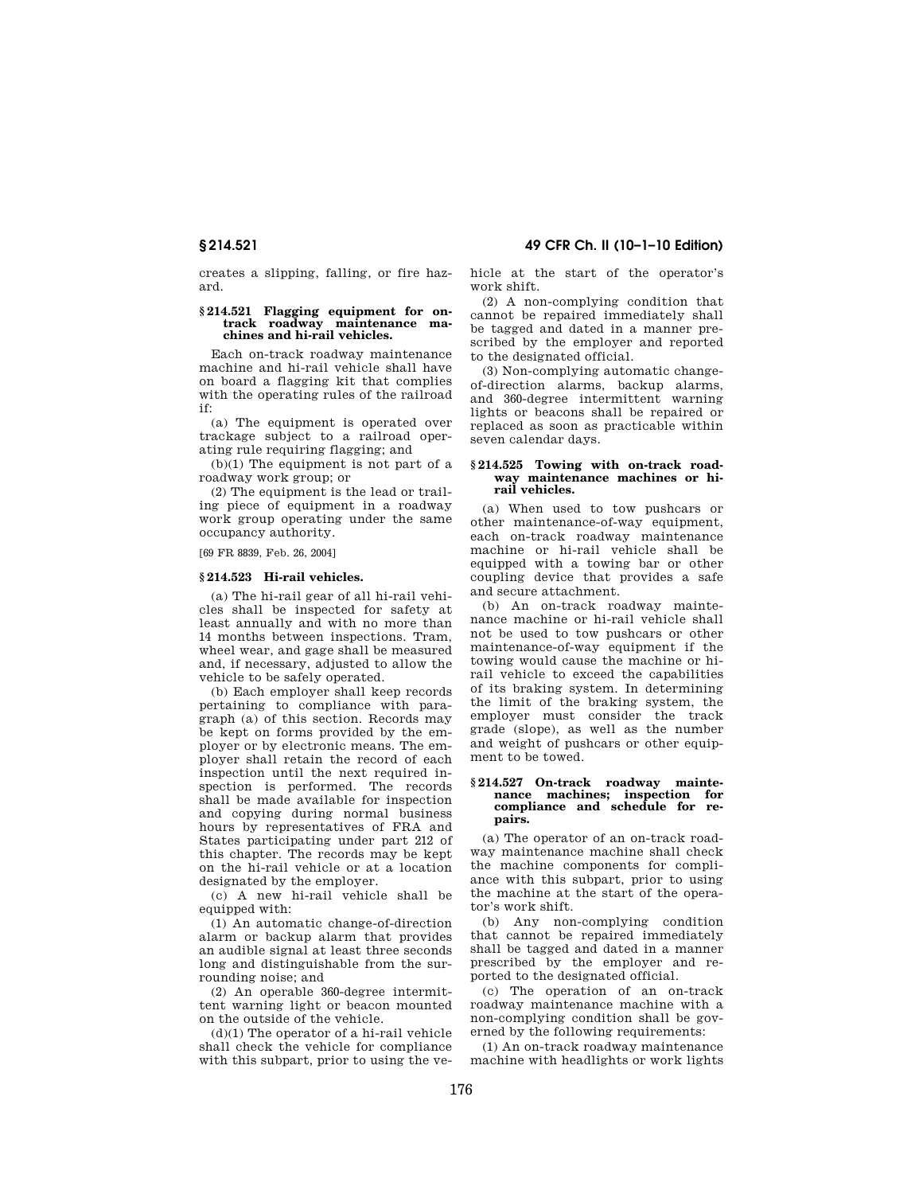creates a slipping, falling, or fire hazard.

### § 214.521 Flagging equipment for on-track roadway maintenance machines and hi-rail vehicles.

Each on-track roadway maintenance machine and hi-rail vehicle shall have on board a flagging kit that complies with the operating rules of the railroad if:

(a) The equipment is operated over trackage subject to a railroad operating rule requiring flagging; and

(b)(1) The equipment is not part of a roadway work group; or

(2) The equipment is the lead or trailing piece of equipment in a roadway work group operating under the same occupancy authority.

[69 FR 8839, Feb. 26, 2004]

### § 214.523 Hi-rail vehicles.

(a) The hi-rail gear of all hi-rail vehicles shall be inspected for safety at least annually and with no more than 14 months between inspections. Tram, wheel wear, and gage shall be measured and, if necessary, adjusted to allow the vehicle to be safely operated.

(b) Each employer shall keep records pertaining to compliance with paragraph (a) of this section. Records may be kept on forms provided by the employer or by electronic means. The employer shall retain the record of each inspection until the next required inspection is performed. The records shall be made available for inspection and copying during normal business hours by representatives of FRA and States participating under part 212 of this chapter. The records may be kept on the hi-rail vehicle or at a location designated by the employer.

(c) A new hi-rail vehicle shall be equipped with:

(1) An automatic change-of-direction alarm or backup alarm that provides an audible signal at least three seconds long and distinguishable from the surrounding noise; and

(2) An operable 360-degree intermittent warning light or beacon mounted on the outside of the vehicle.

(d)(1) The operator of a hi-rail vehicle shall check the vehicle for compliance with this subpart, prior to using the vehicle at the start of the operator's work shift.

(2) A non-complying condition that cannot be repaired immediately shall be tagged and dated in a manner prescribed by the employer and reported to the designated official.

(3) Non-complying automatic change-of-direction alarms, backup alarms, and 360-degree intermittent warning lights or beacons shall be repaired or replaced as soon as practicable within seven calendar days.

### § 214.525 Towing with on-track roadway maintenance machines or hi-rail vehicles.

(a) When used to tow pushcars or other maintenance-of-way equipment, each on-track roadway maintenance machine or hi-rail vehicle shall be equipped with a towing bar or other coupling device that provides a safe and secure attachment.

(b) An on-track roadway maintenance machine or hi-rail vehicle shall not be used to tow pushcars or other maintenance-of-way equipment if the towing would cause the machine or hi-rail vehicle to exceed the capabilities of its braking system. In determining the limit of the braking system, the employer must consider the track grade (slope), as well as the number and weight of pushcars or other equipment to be towed.

### § 214.527 On-track roadway maintenance machines; inspection for compliance and schedule for repairs.

(a) The operator of an on-track roadway maintenance machine shall check the machine components for compliance with this subpart, prior to using the machine at the start of the operator's work shift.

(b) Any non-complying condition that cannot be repaired immediately shall be tagged and dated in a manner prescribed by the employer and reported to the designated official.

(c) The operation of an on-track roadway maintenance machine with a non-complying condition shall be governed by the following requirements:

(1) An on-track roadway maintenance machine with headlights or work lights